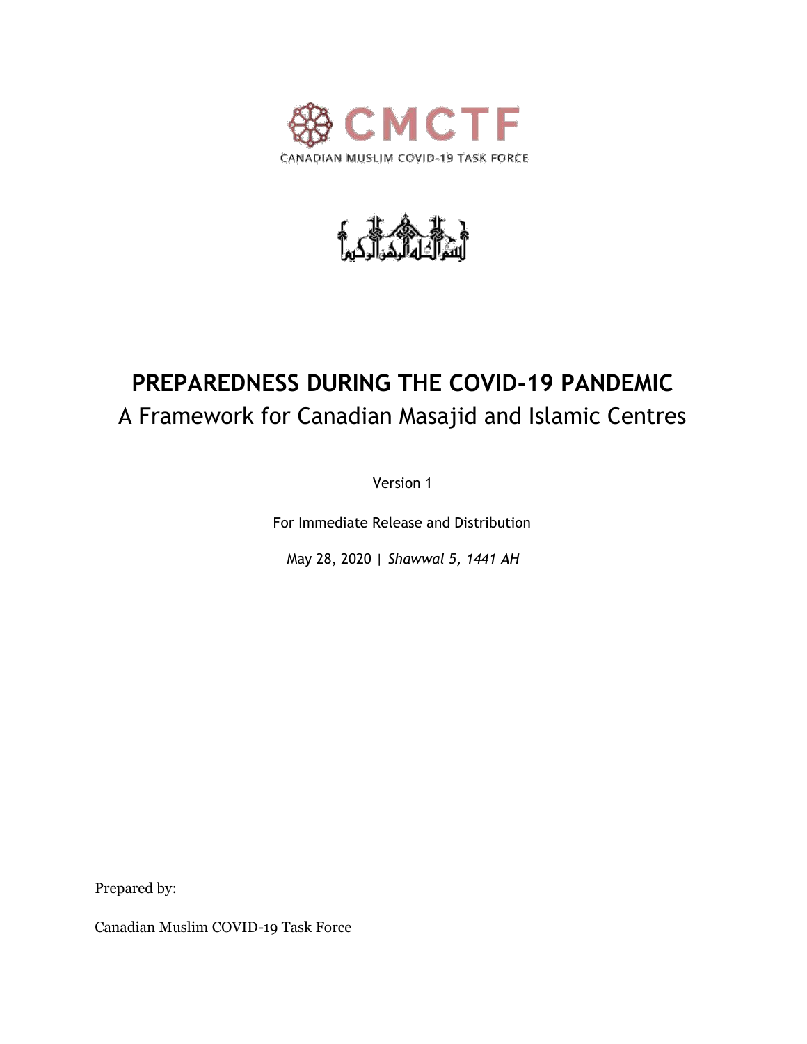CMCTF

CANADIAN MUSLIM COVID-19 TASK FORCE

بسم الله الرحمن الرحيم

# PREPAREDNESS DURING THE COVID-19 PANDEMIC

## A Framework for Canadian Masajid and Islamic Centres

Version 1

For Immediate Release and Distribution

May 28, 2020 | *Shawwal 5, 1441 AH*

Prepared by:

Canadian Muslim COVID-19 Task Force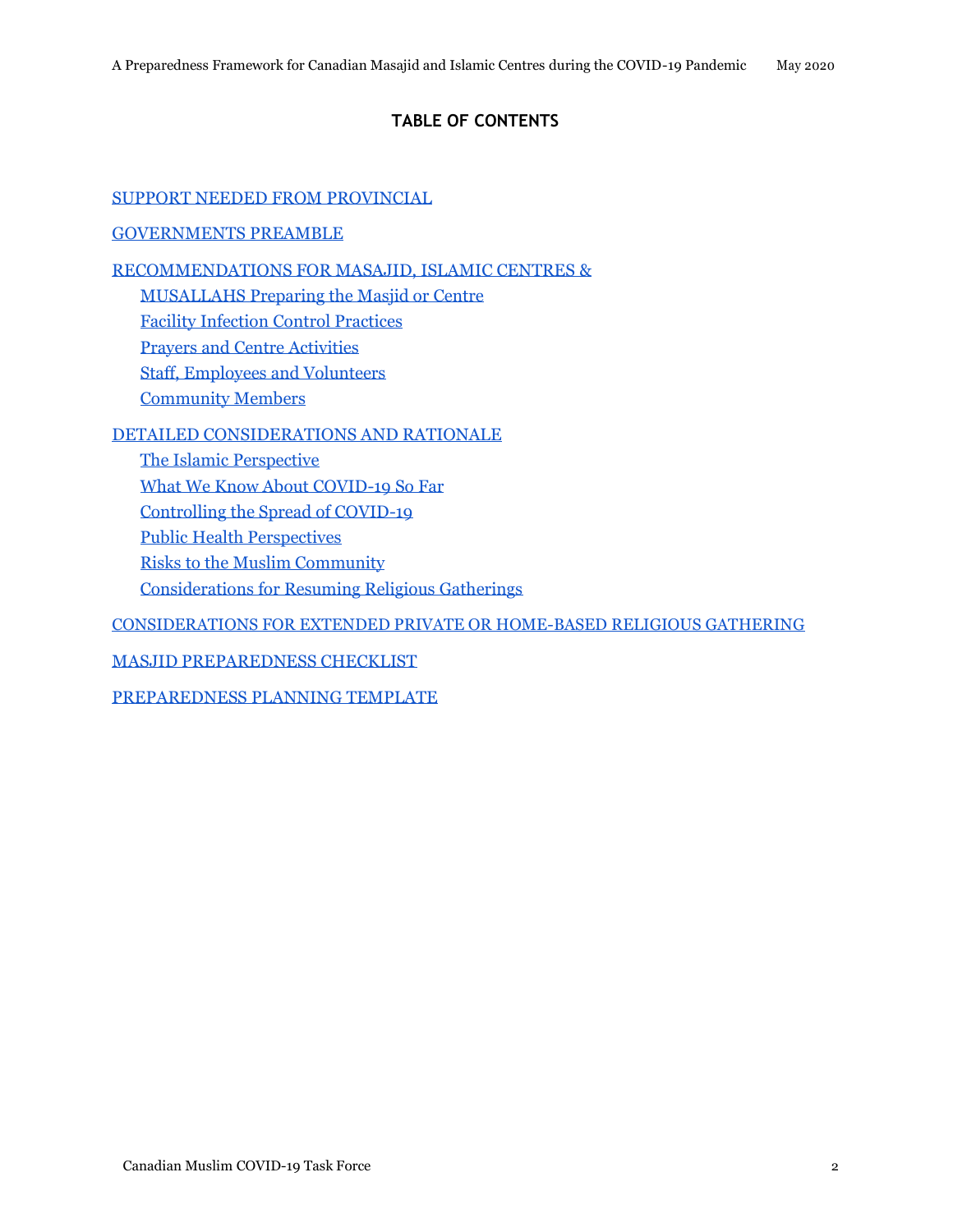# TABLE OF CONTENTS

SUPPORT NEEDED FROM PROVINCIAL

GOVERNMENTS PREAMBLE

RECOMMENDATIONS FOR MASAJID, ISLAMIC CENTRES &

- MUSALLAHS Preparing the Masjid or Centre
- Facility Infection Control Practices
- Prayers and Centre Activities
- Staff, Employees and Volunteers
- Community Members

DETAILED CONSIDERATIONS AND RATIONALE

- The Islamic Perspective
- What We Know About COVID-19 So Far
- Controlling the Spread of COVID-19
- Public Health Perspectives
- Risks to the Muslim Community
- Considerations for Resuming Religious Gatherings

CONSIDERATIONS FOR EXTENDED PRIVATE OR HOME-BASED RELIGIOUS GATHERING

MASJID PREPAREDNESS CHECKLIST

PREPAREDNESS PLANNING TEMPLATE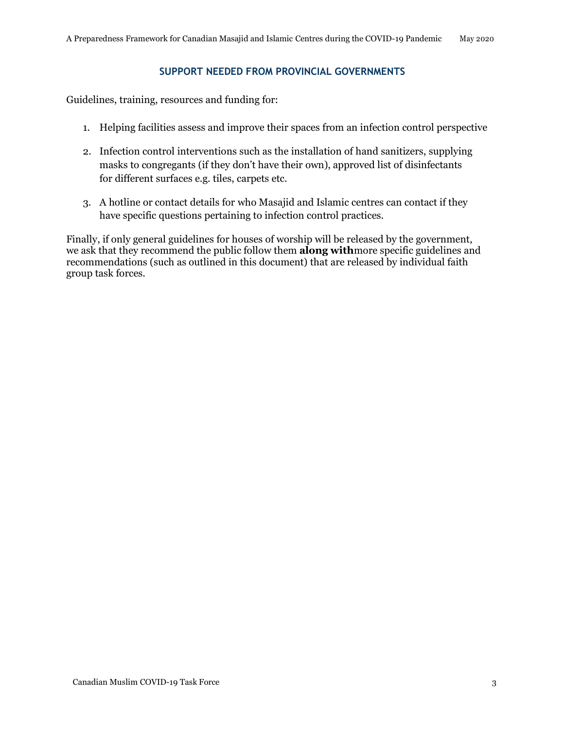## SUPPORT NEEDED FROM PROVINCIAL GOVERNMENTS

Guidelines, training, resources and funding for:

1. Helping facilities assess and improve their spaces from an infection control perspective
2. Infection control interventions such as the installation of hand sanitizers, supplying masks to congregants (if they don't have their own), approved list of disinfectants for different surfaces e.g. tiles, carpets etc.
3. A hotline or contact details for who Masajid and Islamic centres can contact if they have specific questions pertaining to infection control practices.

Finally, if only general guidelines for houses of worship will be released by the government, we ask that they recommend the public follow them **along with** more specific guidelines and recommendations (such as outlined in this document) that are released by individual faith group task forces.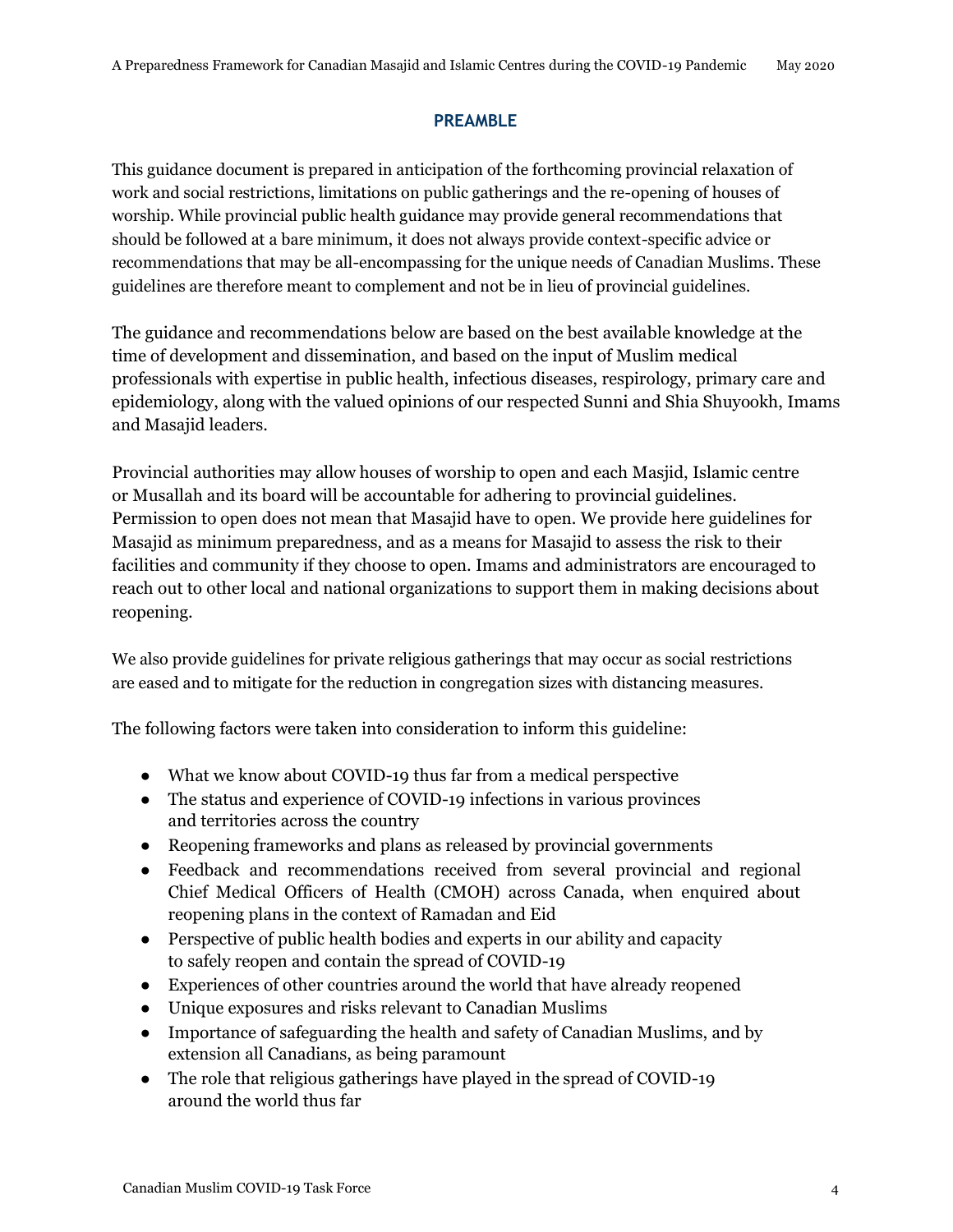## PREAMBLE

This guidance document is prepared in anticipation of the forthcoming provincial relaxation of work and social restrictions, limitations on public gatherings and the re-opening of houses of worship. While provincial public health guidance may provide general recommendations that should be followed at a bare minimum, it does not always provide context-specific advice or recommendations that may be all-encompassing for the unique needs of Canadian Muslims. These guidelines are therefore meant to complement and not be in lieu of provincial guidelines.

The guidance and recommendations below are based on the best available knowledge at the time of development and dissemination, and based on the input of Muslim medical professionals with expertise in public health, infectious diseases, respirology, primary care and epidemiology, along with the valued opinions of our respected Sunni and Shia Shuyookh, Imams and Masajid leaders.

Provincial authorities may allow houses of worship to open and each Masjid, Islamic centre or Musallah and its board will be accountable for adhering to provincial guidelines. Permission to open does not mean that Masajid have to open. We provide here guidelines for Masajid as minimum preparedness, and as a means for Masajid to assess the risk to their facilities and community if they choose to open. Imams and administrators are encouraged to reach out to other local and national organizations to support them in making decisions about reopening.

We also provide guidelines for private religious gatherings that may occur as social restrictions are eased and to mitigate for the reduction in congregation sizes with distancing measures.

The following factors were taken into consideration to inform this guideline:

- What we know about COVID-19 thus far from a medical perspective
- The status and experience of COVID-19 infections in various provinces and territories across the country
- Reopening frameworks and plans as released by provincial governments
- Feedback and recommendations received from several provincial and regional Chief Medical Officers of Health (CMOH) across Canada, when enquired about reopening plans in the context of Ramadan and Eid
- Perspective of public health bodies and experts in our ability and capacity to safely reopen and contain the spread of COVID-19
- Experiences of other countries around the world that have already reopened
- Unique exposures and risks relevant to Canadian Muslims
- Importance of safeguarding the health and safety of Canadian Muslims, and by extension all Canadians, as being paramount
- The role that religious gatherings have played in the spread of COVID-19 around the world thus far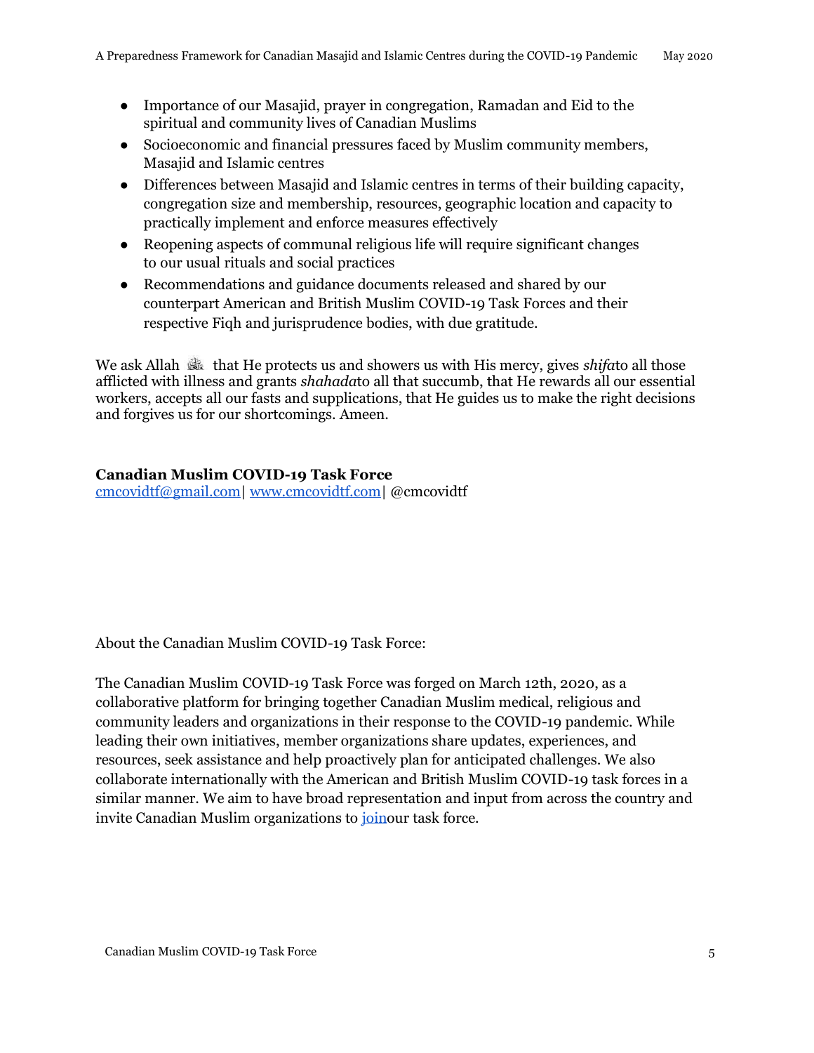- Importance of our Masajid, prayer in congregation, Ramadan and Eid to the spiritual and community lives of Canadian Muslims
- Socioeconomic and financial pressures faced by Muslim community members, Masajid and Islamic centres
- Differences between Masajid and Islamic centres in terms of their building capacity, congregation size and membership, resources, geographic location and capacity to practically implement and enforce measures effectively
- Reopening aspects of communal religious life will require significant changes to our usual rituals and social practices
- Recommendations and guidance documents released and shared by our counterpart American and British Muslim COVID-19 Task Forces and their respective Fiqh and jurisprudence bodies, with due gratitude.

We ask Allah ﷻ that He protects us and showers us with His mercy, gives *shifa*to all those afflicted with illness and grants *shahada*to all that succumb, that He rewards all our essential workers, accepts all our fasts and supplications, that He guides us to make the right decisions and forgives us for our shortcomings. Ameen.

**Canadian Muslim COVID-19 Task Force**
cmcovidtf@gmail.com| www.cmcovidtf.com| @cmcovidtf

About the Canadian Muslim COVID-19 Task Force:

The Canadian Muslim COVID-19 Task Force was forged on March 12th, 2020, as a collaborative platform for bringing together Canadian Muslim medical, religious and community leaders and organizations in their response to the COVID-19 pandemic. While leading their own initiatives, member organizations share updates, experiences, and resources, seek assistance and help proactively plan for anticipated challenges. We also collaborate internationally with the American and British Muslim COVID-19 task forces in a similar manner. We aim to have broad representation and input from across the country and invite Canadian Muslim organizations to joinour task force.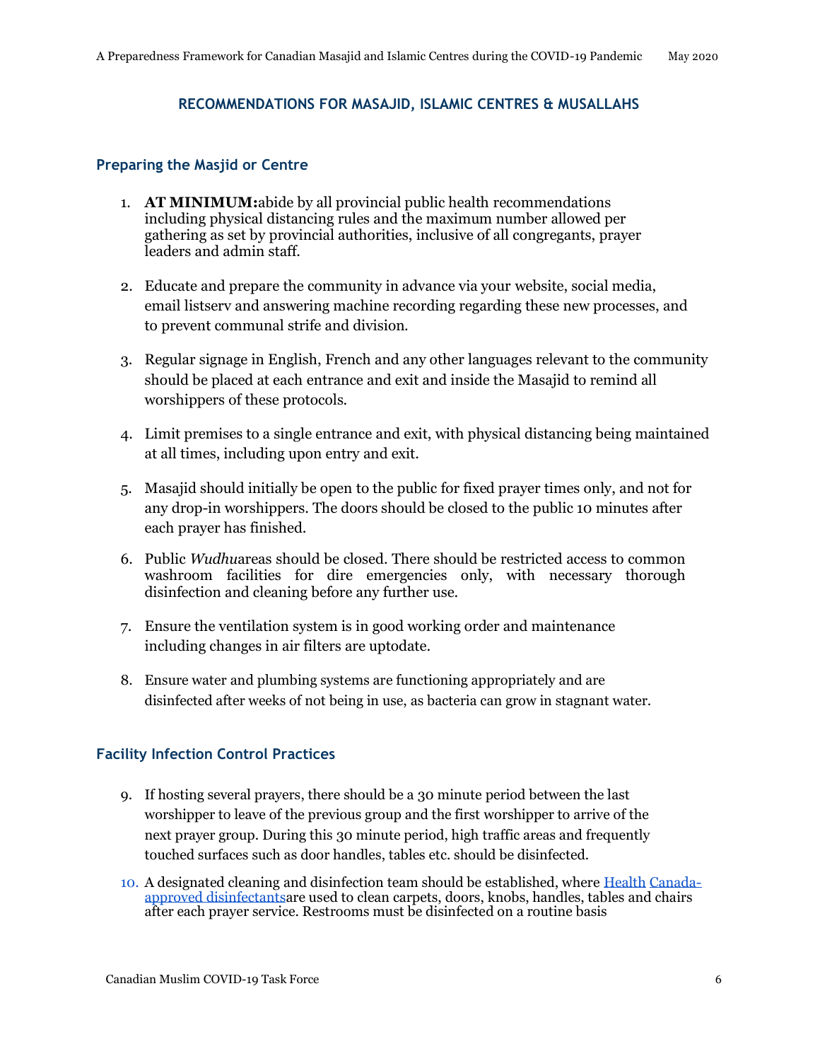## RECOMMENDATIONS FOR MASAJID, ISLAMIC CENTRES & MUSALLAHS

### Preparing the Masjid or Centre

1. **AT MINIMUM:** abide by all provincial public health recommendations including physical distancing rules and the maximum number allowed per gathering as set by provincial authorities, inclusive of all congregants, prayer leaders and admin staff.

2. Educate and prepare the community in advance via your website, social media, email listserv and answering machine recording regarding these new processes, and to prevent communal strife and division.

3. Regular signage in English, French and any other languages relevant to the community should be placed at each entrance and exit and inside the Masajid to remind all worshippers of these protocols.

4. Limit premises to a single entrance and exit, with physical distancing being maintained at all times, including upon entry and exit.

5. Masajid should initially be open to the public for fixed prayer times only, and not for any drop-in worshippers. The doors should be closed to the public 10 minutes after each prayer has finished.

6. Public *Wudhu* areas should be closed. There should be restricted access to common washroom facilities for dire emergencies only, with necessary thorough disinfection and cleaning before any further use.

7. Ensure the ventilation system is in good working order and maintenance including changes in air filters are uptodate.

8. Ensure water and plumbing systems are functioning appropriately and are disinfected after weeks of not being in use, as bacteria can grow in stagnant water.

### Facility Infection Control Practices

9. If hosting several prayers, there should be a 30 minute period between the last worshipper to leave of the previous group and the first worshipper to arrive of the next prayer group. During this 30 minute period, high traffic areas and frequently touched surfaces such as door handles, tables etc. should be disinfected.

10. A designated cleaning and disinfection team should be established, where [Health Canada-approved disinfectants]() are used to clean carpets, doors, knobs, handles, tables and chairs after each prayer service. Restrooms must be disinfected on a routine basis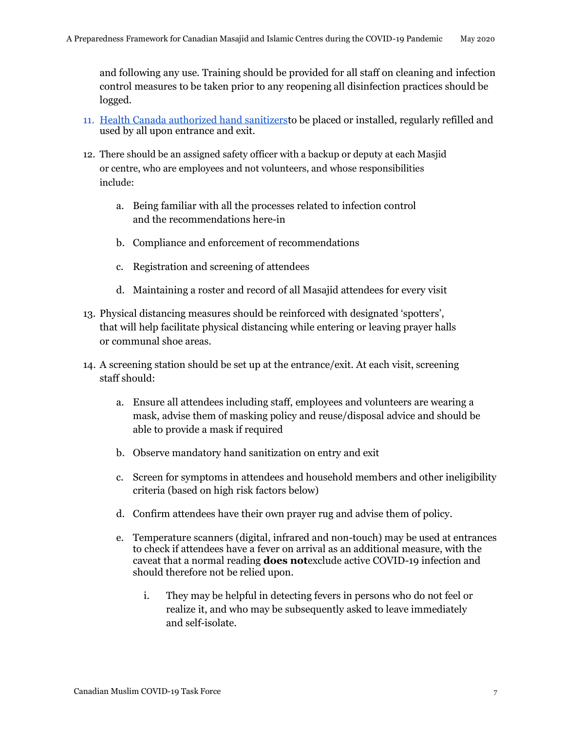and following any use. Training should be provided for all staff on cleaning and infection control measures to be taken prior to any reopening all disinfection practices should be logged.

11. Health Canada authorized hand sanitizersto be placed or installed, regularly refilled and used by all upon entrance and exit.

12. There should be an assigned safety officer with a backup or deputy at each Masjid or centre, who are employees and not volunteers, and whose responsibilities include:

    a. Being familiar with all the processes related to infection control and the recommendations here-in

    b. Compliance and enforcement of recommendations

    c. Registration and screening of attendees

    d. Maintaining a roster and record of all Masajid attendees for every visit

13. Physical distancing measures should be reinforced with designated 'spotters', that will help facilitate physical distancing while entering or leaving prayer halls or communal shoe areas.

14. A screening station should be set up at the entrance/exit. At each visit, screening staff should:

    a. Ensure all attendees including staff, employees and volunteers are wearing a mask, advise them of masking policy and reuse/disposal advice and should be able to provide a mask if required

    b. Observe mandatory hand sanitization on entry and exit

    c. Screen for symptoms in attendees and household members and other ineligibility criteria (based on high risk factors below)

    d. Confirm attendees have their own prayer rug and advise them of policy.

    e. Temperature scanners (digital, infrared and non-touch) may be used at entrances to check if attendees have a fever on arrival as an additional measure, with the caveat that a normal reading **does not**exclude active COVID-19 infection and should therefore not be relied upon.

        i. They may be helpful in detecting fevers in persons who do not feel or realize it, and who may be subsequently asked to leave immediately and self-isolate.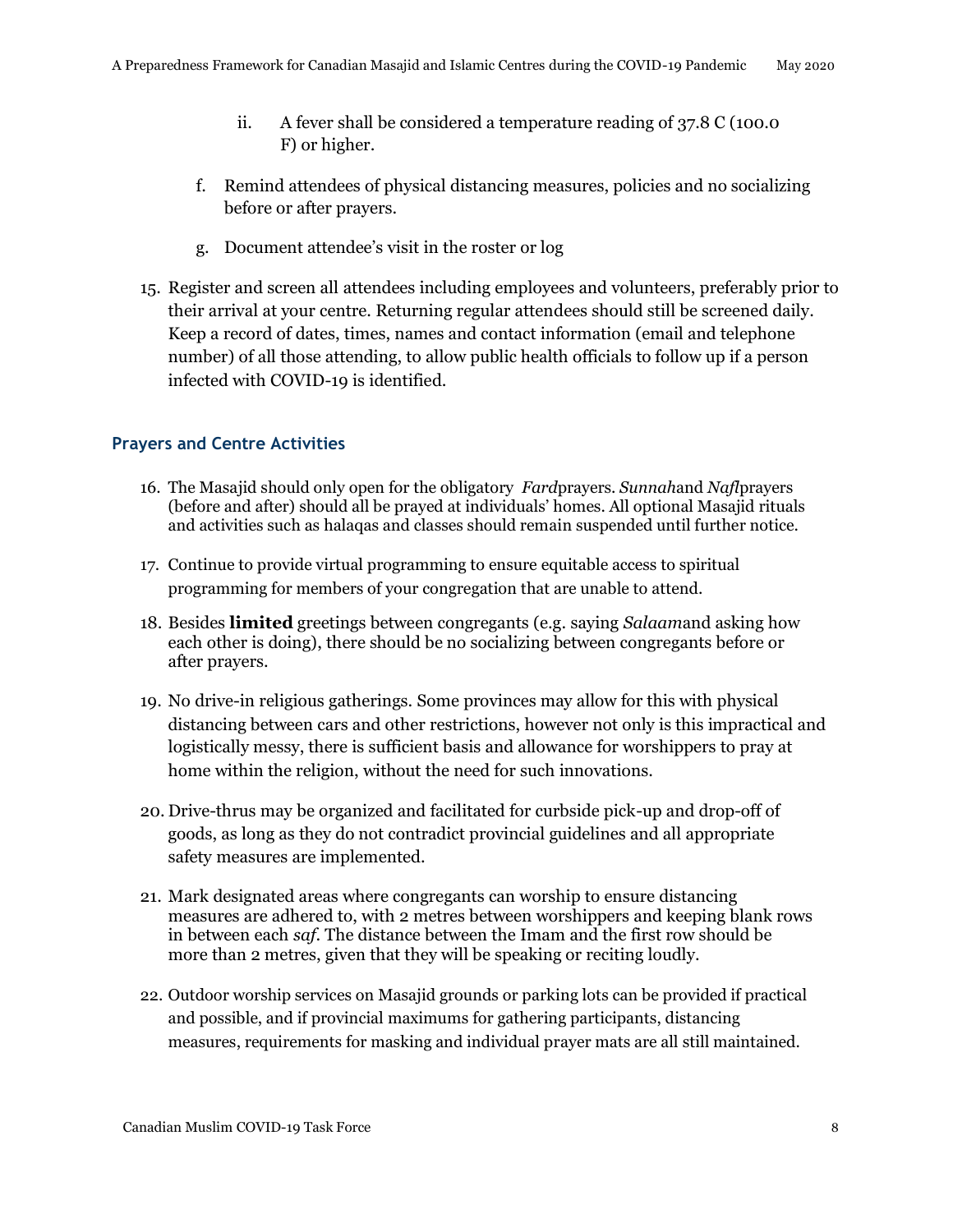ii. A fever shall be considered a temperature reading of 37.8 C (100.0 F) or higher.

f. Remind attendees of physical distancing measures, policies and no socializing before or after prayers.

g. Document attendee's visit in the roster or log

15. Register and screen all attendees including employees and volunteers, preferably prior to their arrival at your centre. Returning regular attendees should still be screened daily. Keep a record of dates, times, names and contact information (email and telephone number) of all those attending, to allow public health officials to follow up if a person infected with COVID-19 is identified.

## Prayers and Centre Activities

16. The Masajid should only open for the obligatory *Fard*prayers. *Sunnah*and *Nafl*prayers (before and after) should all be prayed at individuals' homes. All optional Masajid rituals and activities such as halaqas and classes should remain suspended until further notice.
17. Continue to provide virtual programming to ensure equitable access to spiritual programming for members of your congregation that are unable to attend.
18. Besides **limited** greetings between congregants (e.g. saying *Salaam*and asking how each other is doing), there should be no socializing between congregants before or after prayers.
19. No drive-in religious gatherings. Some provinces may allow for this with physical distancing between cars and other restrictions, however not only is this impractical and logistically messy, there is sufficient basis and allowance for worshippers to pray at home within the religion, without the need for such innovations.
20. Drive-thrus may be organized and facilitated for curbside pick-up and drop-off of goods, as long as they do not contradict provincial guidelines and all appropriate safety measures are implemented.
21. Mark designated areas where congregants can worship to ensure distancing measures are adhered to, with 2 metres between worshippers and keeping blank rows in between each *saf*. The distance between the Imam and the first row should be more than 2 metres, given that they will be speaking or reciting loudly.
22. Outdoor worship services on Masajid grounds or parking lots can be provided if practical and possible, and if provincial maximums for gathering participants, distancing measures, requirements for masking and individual prayer mats are all still maintained.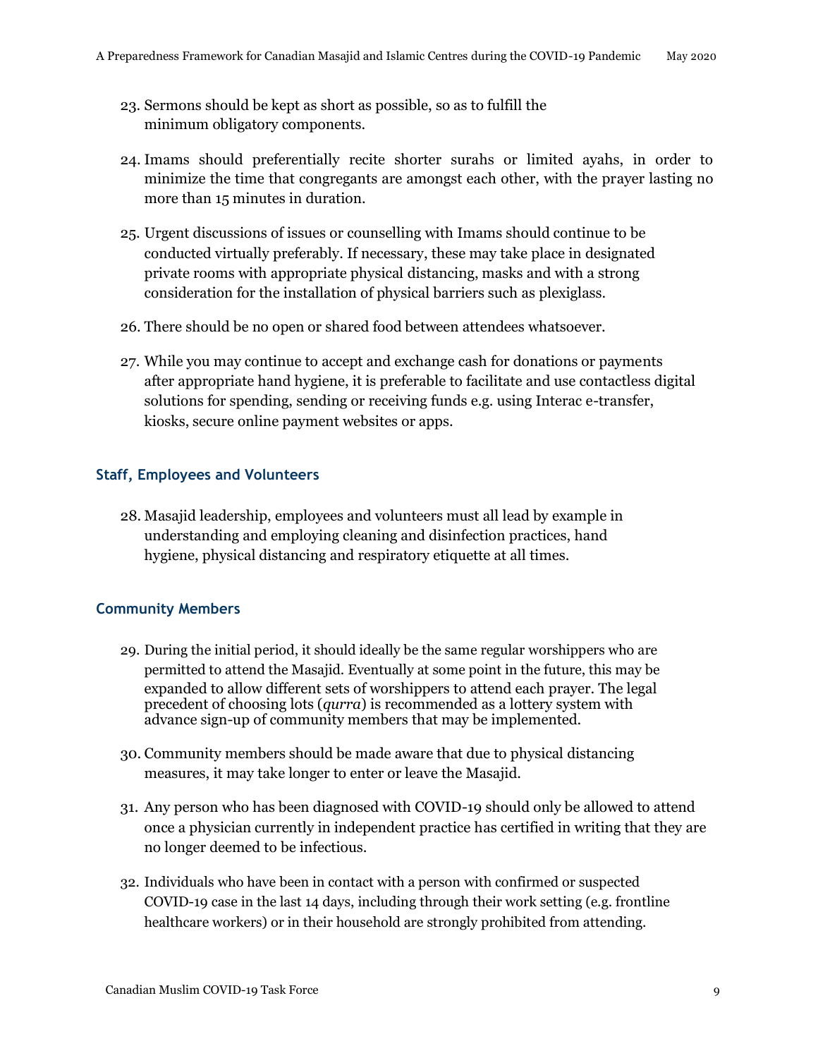23. Sermons should be kept as short as possible, so as to fulfill the minimum obligatory components.

24. Imams should preferentially recite shorter surahs or limited ayahs, in order to minimize the time that congregants are amongst each other, with the prayer lasting no more than 15 minutes in duration.

25. Urgent discussions of issues or counselling with Imams should continue to be conducted virtually preferably. If necessary, these may take place in designated private rooms with appropriate physical distancing, masks and with a strong consideration for the installation of physical barriers such as plexiglass.

26. There should be no open or shared food between attendees whatsoever.

27. While you may continue to accept and exchange cash for donations or payments after appropriate hand hygiene, it is preferable to facilitate and use contactless digital solutions for spending, sending or receiving funds e.g. using Interac e-transfer, kiosks, secure online payment websites or apps.

### Staff, Employees and Volunteers

28. Masajid leadership, employees and volunteers must all lead by example in understanding and employing cleaning and disinfection practices, hand hygiene, physical distancing and respiratory etiquette at all times.

### Community Members

29. During the initial period, it should ideally be the same regular worshippers who are permitted to attend the Masajid. Eventually at some point in the future, this may be expanded to allow different sets of worshippers to attend each prayer. The legal precedent of choosing lots (*qurra*) is recommended as a lottery system with advance sign-up of community members that may be implemented.

30. Community members should be made aware that due to physical distancing measures, it may take longer to enter or leave the Masajid.

31. Any person who has been diagnosed with COVID-19 should only be allowed to attend once a physician currently in independent practice has certified in writing that they are no longer deemed to be infectious.

32. Individuals who have been in contact with a person with confirmed or suspected COVID-19 case in the last 14 days, including through their work setting (e.g. frontline healthcare workers) or in their household are strongly prohibited from attending.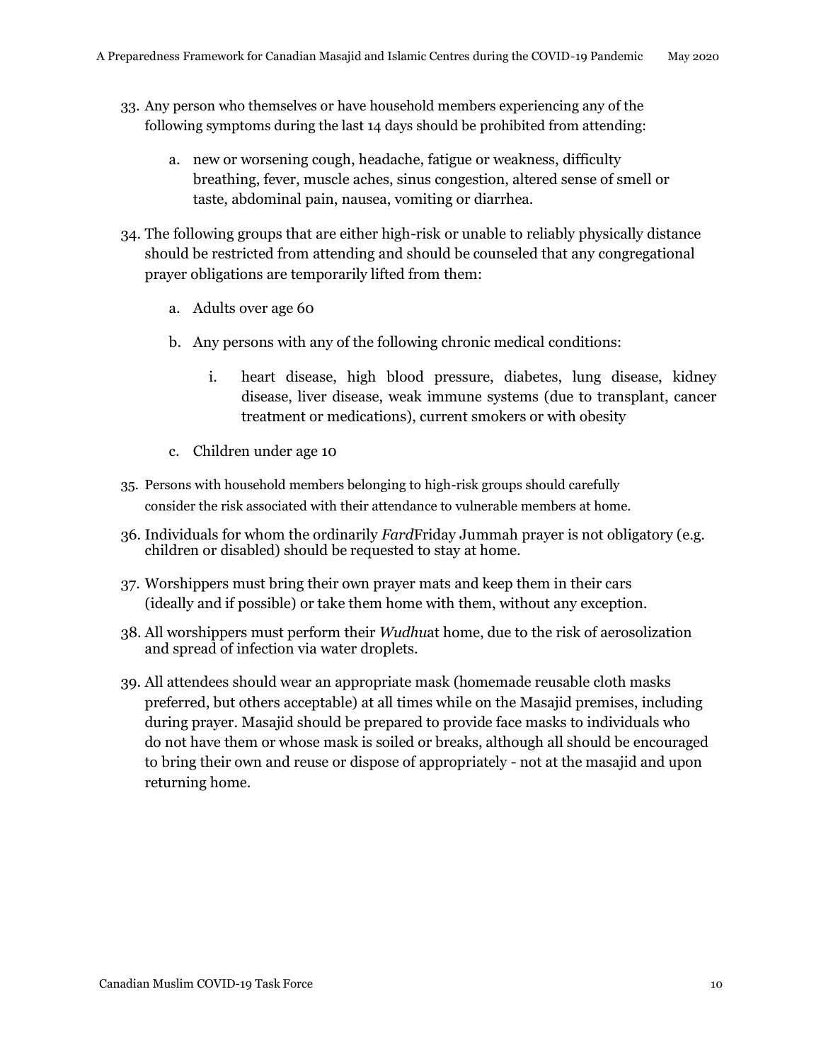33. Any person who themselves or have household members experiencing any of the following symptoms during the last 14 days should be prohibited from attending:

    a. new or worsening cough, headache, fatigue or weakness, difficulty breathing, fever, muscle aches, sinus congestion, altered sense of smell or taste, abdominal pain, nausea, vomiting or diarrhea.

34. The following groups that are either high-risk or unable to reliably physically distance should be restricted from attending and should be counseled that any congregational prayer obligations are temporarily lifted from them:

    a. Adults over age 60

    b. Any persons with any of the following chronic medical conditions:

        i. heart disease, high blood pressure, diabetes, lung disease, kidney disease, liver disease, weak immune systems (due to transplant, cancer treatment or medications), current smokers or with obesity

    c. Children under age 10

35. Persons with household members belonging to high-risk groups should carefully consider the risk associated with their attendance to vulnerable members at home.

36. Individuals for whom the ordinarily *Fard*Friday Jummah prayer is not obligatory (e.g. children or disabled) should be requested to stay at home.

37. Worshippers must bring their own prayer mats and keep them in their cars (ideally and if possible) or take them home with them, without any exception.

38. All worshippers must perform their *Wudhu*at home, due to the risk of aerosolization and spread of infection via water droplets.

39. All attendees should wear an appropriate mask (homemade reusable cloth masks preferred, but others acceptable) at all times while on the Masajid premises, including during prayer. Masajid should be prepared to provide face masks to individuals who do not have them or whose mask is soiled or breaks, although all should be encouraged to bring their own and reuse or dispose of appropriately - not at the masajid and upon returning home.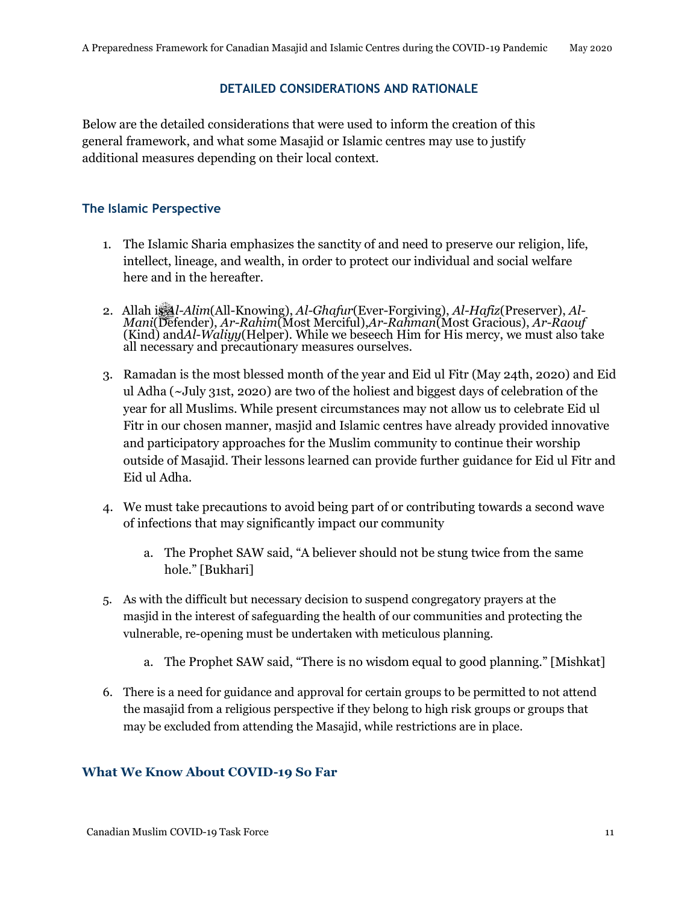## DETAILED CONSIDERATIONS AND RATIONALE

Below are the detailed considerations that were used to inform the creation of this general framework, and what some Masajid or Islamic centres may use to justify additional measures depending on their local context.

### The Islamic Perspective

1. The Islamic Sharia emphasizes the sanctity of and need to preserve our religion, life, intellect, lineage, and wealth, in order to protect our individual and social welfare here and in the hereafter.
2. Allah is *Al-Alim*(All-Knowing), *Al-Ghafur*(Ever-Forgiving), *Al-Hafiz*(Preserver), *Al-Mani*(Defender), *Ar-Rahim*(Most Merciful),*Ar-Rahman*(Most Gracious), *Ar-Raouf* (Kind) and*Al-Waliyy*(Helper). While we beseech Him for His mercy, we must also take all necessary and precautionary measures ourselves.
3. Ramadan is the most blessed month of the year and Eid ul Fitr (May 24th, 2020) and Eid ul Adha (~July 31st, 2020) are two of the holiest and biggest days of celebration of the year for all Muslims. While present circumstances may not allow us to celebrate Eid ul Fitr in our chosen manner, masjid and Islamic centres have already provided innovative and participatory approaches for the Muslim community to continue their worship outside of Masajid. Their lessons learned can provide further guidance for Eid ul Fitr and Eid ul Adha.
4. We must take precautions to avoid being part of or contributing towards a second wave of infections that may significantly impact our community
   a. The Prophet SAW said, "A believer should not be stung twice from the same hole." [Bukhari]
5. As with the difficult but necessary decision to suspend congregatory prayers at the masjid in the interest of safeguarding the health of our communities and protecting the vulnerable, re-opening must be undertaken with meticulous planning.
   a. The Prophet SAW said, "There is no wisdom equal to good planning." [Mishkat]
6. There is a need for guidance and approval for certain groups to be permitted to not attend the masajid from a religious perspective if they belong to high risk groups or groups that may be excluded from attending the Masajid, while restrictions are in place.

### What We Know About COVID-19 So Far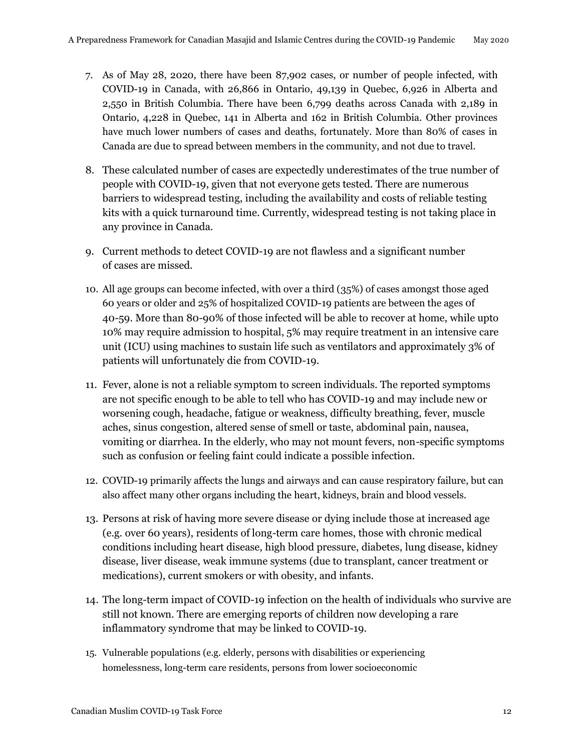7. As of May 28, 2020, there have been 87,902 cases, or number of people infected, with COVID-19 in Canada, with 26,866 in Ontario, 49,139 in Quebec, 6,926 in Alberta and 2,550 in British Columbia. There have been 6,799 deaths across Canada with 2,189 in Ontario, 4,228 in Quebec, 141 in Alberta and 162 in British Columbia. Other provinces have much lower numbers of cases and deaths, fortunately. More than 80% of cases in Canada are due to spread between members in the community, and not due to travel.

8. These calculated number of cases are expectedly underestimates of the true number of people with COVID-19, given that not everyone gets tested. There are numerous barriers to widespread testing, including the availability and costs of reliable testing kits with a quick turnaround time. Currently, widespread testing is not taking place in any province in Canada.

9. Current methods to detect COVID-19 are not flawless and a significant number of cases are missed.

10. All age groups can become infected, with over a third (35%) of cases amongst those aged 60 years or older and 25% of hospitalized COVID-19 patients are between the ages of 40-59. More than 80-90% of those infected will be able to recover at home, while upto 10% may require admission to hospital, 5% may require treatment in an intensive care unit (ICU) using machines to sustain life such as ventilators and approximately 3% of patients will unfortunately die from COVID-19.

11. Fever, alone is not a reliable symptom to screen individuals. The reported symptoms are not specific enough to be able to tell who has COVID-19 and may include new or worsening cough, headache, fatigue or weakness, difficulty breathing, fever, muscle aches, sinus congestion, altered sense of smell or taste, abdominal pain, nausea, vomiting or diarrhea. In the elderly, who may not mount fevers, non-specific symptoms such as confusion or feeling faint could indicate a possible infection.

12. COVID-19 primarily affects the lungs and airways and can cause respiratory failure, but can also affect many other organs including the heart, kidneys, brain and blood vessels.

13. Persons at risk of having more severe disease or dying include those at increased age (e.g. over 60 years), residents of long-term care homes, those with chronic medical conditions including heart disease, high blood pressure, diabetes, lung disease, kidney disease, liver disease, weak immune systems (due to transplant, cancer treatment or medications), current smokers or with obesity, and infants.

14. The long-term impact of COVID-19 infection on the health of individuals who survive are still not known. There are emerging reports of children now developing a rare inflammatory syndrome that may be linked to COVID-19.

15. Vulnerable populations (e.g. elderly, persons with disabilities or experiencing homelessness, long-term care residents, persons from lower socioeconomic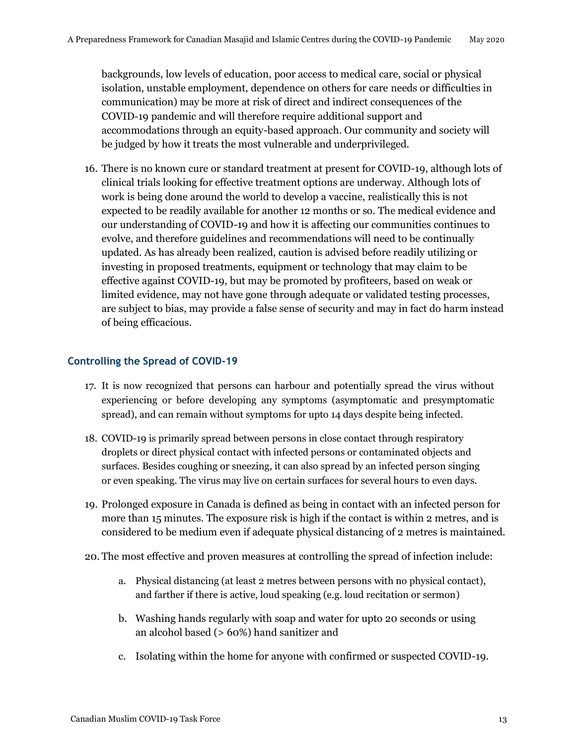backgrounds, low levels of education, poor access to medical care, social or physical isolation, unstable employment, dependence on others for care needs or difficulties in communication) may be more at risk of direct and indirect consequences of the COVID-19 pandemic and will therefore require additional support and accommodations through an equity-based approach. Our community and society will be judged by how it treats the most vulnerable and underprivileged.

16. There is no known cure or standard treatment at present for COVID-19, although lots of clinical trials looking for effective treatment options are underway. Although lots of work is being done around the world to develop a vaccine, realistically this is not expected to be readily available for another 12 months or so. The medical evidence and our understanding of COVID-19 and how it is affecting our communities continues to evolve, and therefore guidelines and recommendations will need to be continually updated. As has already been realized, caution is advised before readily utilizing or investing in proposed treatments, equipment or technology that may claim to be effective against COVID-19, but may be promoted by profiteers, based on weak or limited evidence, may not have gone through adequate or validated testing processes, are subject to bias, may provide a false sense of security and may in fact do harm instead of being efficacious.

## Controlling the Spread of COVID-19

17. It is now recognized that persons can harbour and potentially spread the virus without experiencing or before developing any symptoms (asymptomatic and presymptomatic spread), and can remain without symptoms for upto 14 days despite being infected.

18. COVID-19 is primarily spread between persons in close contact through respiratory droplets or direct physical contact with infected persons or contaminated objects and surfaces. Besides coughing or sneezing, it can also spread by an infected person singing or even speaking. The virus may live on certain surfaces for several hours to even days.

19. Prolonged exposure in Canada is defined as being in contact with an infected person for more than 15 minutes. The exposure risk is high if the contact is within 2 metres, and is considered to be medium even if adequate physical distancing of 2 metres is maintained.

20. The most effective and proven measures at controlling the spread of infection include:

    a. Physical distancing (at least 2 metres between persons with no physical contact), and farther if there is active, loud speaking (e.g. loud recitation or sermon)

    b. Washing hands regularly with soap and water for upto 20 seconds or using an alcohol based (> 60%) hand sanitizer and

    c. Isolating within the home for anyone with confirmed or suspected COVID-19.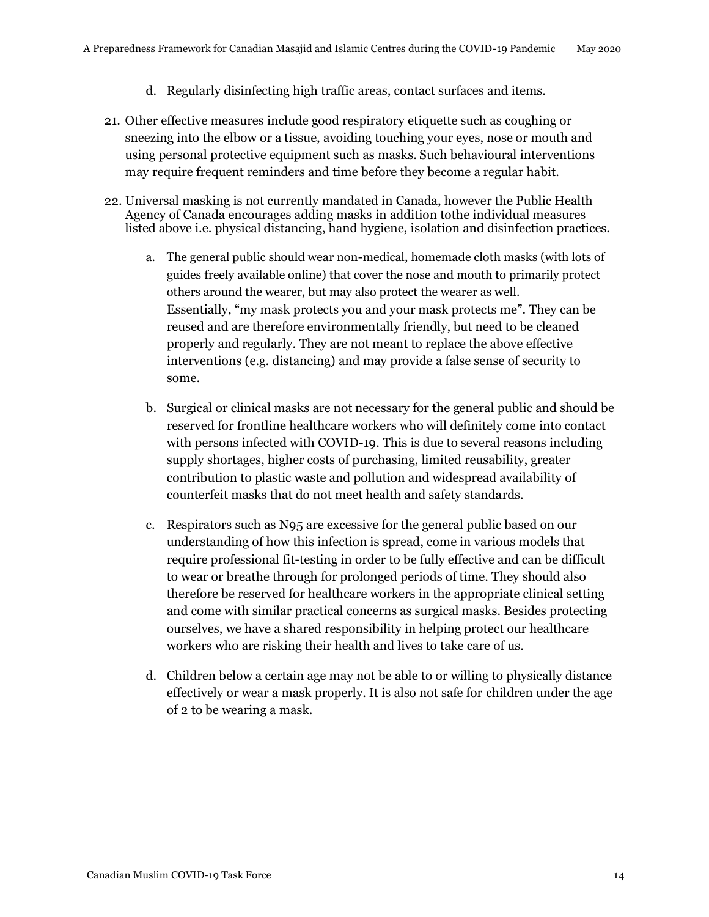d. Regularly disinfecting high traffic areas, contact surfaces and items.

21. Other effective measures include good respiratory etiquette such as coughing or sneezing into the elbow or a tissue, avoiding touching your eyes, nose or mouth and using personal protective equipment such as masks. Such behavioural interventions may require frequent reminders and time before they become a regular habit.

22. Universal masking is not currently mandated in Canada, however the Public Health Agency of Canada encourages adding masks <u>in addition to</u>the individual measures listed above i.e. physical distancing, hand hygiene, isolation and disinfection practices.

    a. The general public should wear non-medical, homemade cloth masks (with lots of guides freely available online) that cover the nose and mouth to primarily protect others around the wearer, but may also protect the wearer as well. Essentially, "my mask protects you and your mask protects me". They can be reused and are therefore environmentally friendly, but need to be cleaned properly and regularly. They are not meant to replace the above effective interventions (e.g. distancing) and may provide a false sense of security to some.

    b. Surgical or clinical masks are not necessary for the general public and should be reserved for frontline healthcare workers who will definitely come into contact with persons infected with COVID-19. This is due to several reasons including supply shortages, higher costs of purchasing, limited reusability, greater contribution to plastic waste and pollution and widespread availability of counterfeit masks that do not meet health and safety standards.

    c. Respirators such as N95 are excessive for the general public based on our understanding of how this infection is spread, come in various models that require professional fit-testing in order to be fully effective and can be difficult to wear or breathe through for prolonged periods of time. They should also therefore be reserved for healthcare workers in the appropriate clinical setting and come with similar practical concerns as surgical masks. Besides protecting ourselves, we have a shared responsibility in helping protect our healthcare workers who are risking their health and lives to take care of us.

    d. Children below a certain age may not be able to or willing to physically distance effectively or wear a mask properly. It is also not safe for children under the age of 2 to be wearing a mask.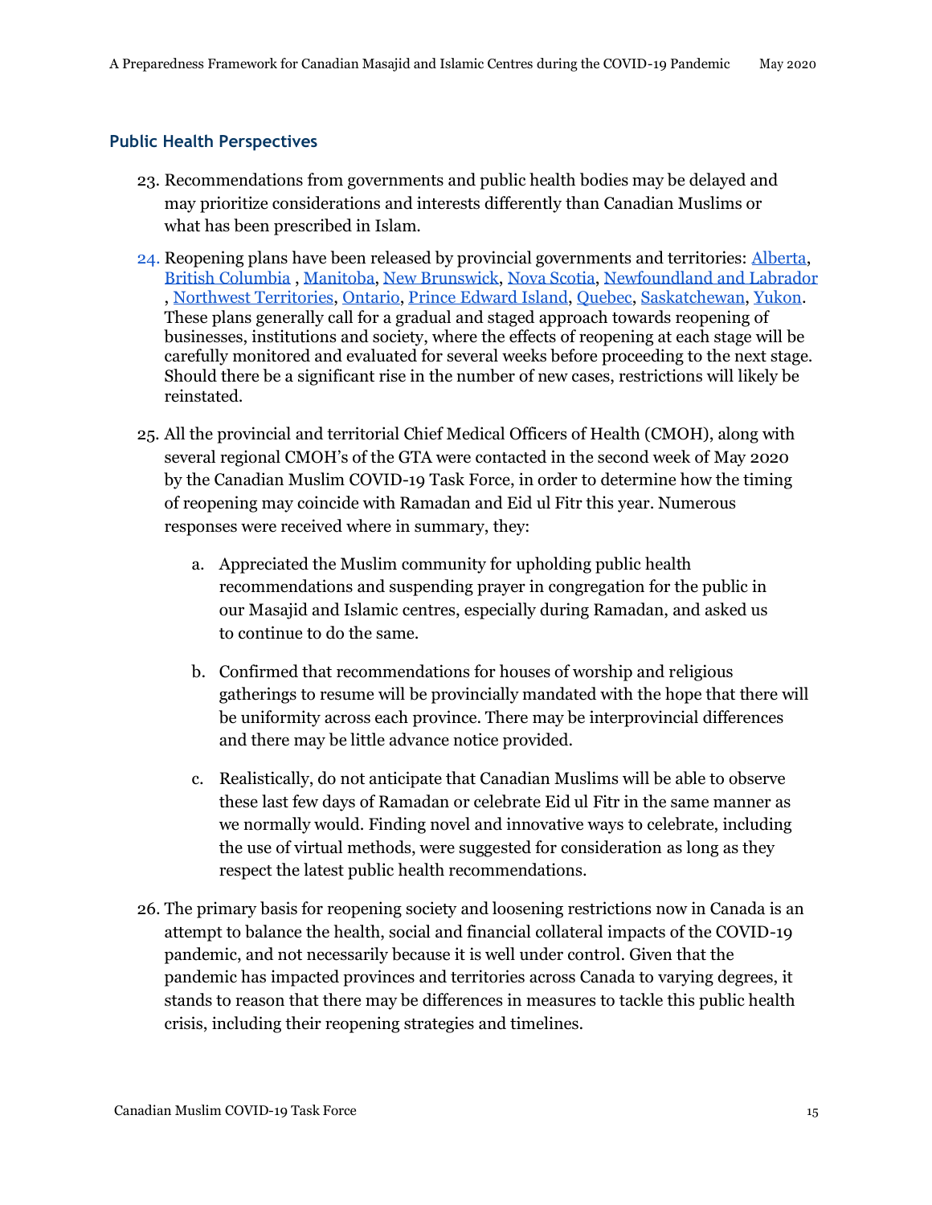## Public Health Perspectives

23. Recommendations from governments and public health bodies may be delayed and may prioritize considerations and interests differently than Canadian Muslims or what has been prescribed in Islam.

24. Reopening plans have been released by provincial governments and territories: Alberta, British Columbia , Manitoba, New Brunswick, Nova Scotia, Newfoundland and Labrador , Northwest Territories, Ontario, Prince Edward Island, Quebec, Saskatchewan, Yukon. These plans generally call for a gradual and staged approach towards reopening of businesses, institutions and society, where the effects of reopening at each stage will be carefully monitored and evaluated for several weeks before proceeding to the next stage. Should there be a significant rise in the number of new cases, restrictions will likely be reinstated.

25. All the provincial and territorial Chief Medical Officers of Health (CMOH), along with several regional CMOH's of the GTA were contacted in the second week of May 2020 by the Canadian Muslim COVID-19 Task Force, in order to determine how the timing of reopening may coincide with Ramadan and Eid ul Fitr this year. Numerous responses were received where in summary, they:

    a. Appreciated the Muslim community for upholding public health recommendations and suspending prayer in congregation for the public in our Masajid and Islamic centres, especially during Ramadan, and asked us to continue to do the same.

    b. Confirmed that recommendations for houses of worship and religious gatherings to resume will be provincially mandated with the hope that there will be uniformity across each province. There may be interprovincial differences and there may be little advance notice provided.

    c. Realistically, do not anticipate that Canadian Muslims will be able to observe these last few days of Ramadan or celebrate Eid ul Fitr in the same manner as we normally would. Finding novel and innovative ways to celebrate, including the use of virtual methods, were suggested for consideration as long as they respect the latest public health recommendations.

26. The primary basis for reopening society and loosening restrictions now in Canada is an attempt to balance the health, social and financial collateral impacts of the COVID-19 pandemic, and not necessarily because it is well under control. Given that the pandemic has impacted provinces and territories across Canada to varying degrees, it stands to reason that there may be differences in measures to tackle this public health crisis, including their reopening strategies and timelines.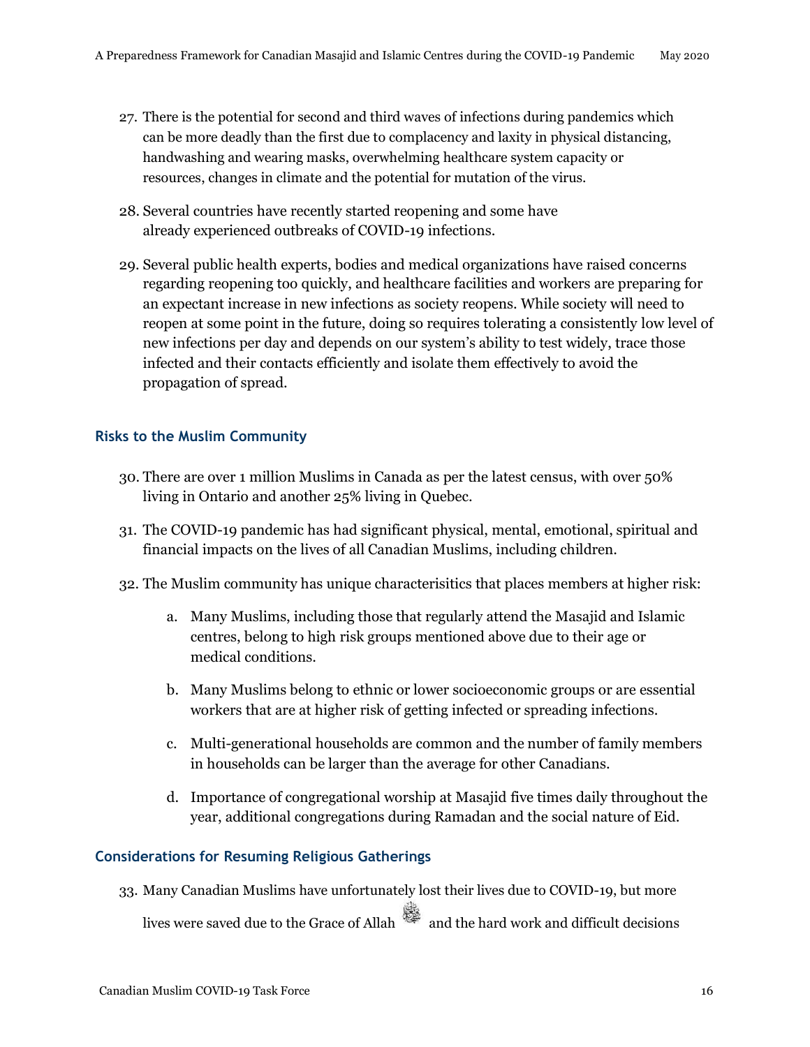27. There is the potential for second and third waves of infections during pandemics which can be more deadly than the first due to complacency and laxity in physical distancing, handwashing and wearing masks, overwhelming healthcare system capacity or resources, changes in climate and the potential for mutation of the virus.

28. Several countries have recently started reopening and some have already experienced outbreaks of COVID-19 infections.

29. Several public health experts, bodies and medical organizations have raised concerns regarding reopening too quickly, and healthcare facilities and workers are preparing for an expectant increase in new infections as society reopens. While society will need to reopen at some point in the future, doing so requires tolerating a consistently low level of new infections per day and depends on our system's ability to test widely, trace those infected and their contacts efficiently and isolate them effectively to avoid the propagation of spread.

### Risks to the Muslim Community

30. There are over 1 million Muslims in Canada as per the latest census, with over 50% living in Ontario and another 25% living in Quebec.

31. The COVID-19 pandemic has had significant physical, mental, emotional, spiritual and financial impacts on the lives of all Canadian Muslims, including children.

32. The Muslim community has unique characterisitics that places members at higher risk:

    a. Many Muslims, including those that regularly attend the Masajid and Islamic centres, belong to high risk groups mentioned above due to their age or medical conditions.

    b. Many Muslims belong to ethnic or lower socioeconomic groups or are essential workers that are at higher risk of getting infected or spreading infections.

    c. Multi-generational households are common and the number of family members in households can be larger than the average for other Canadians.

    d. Importance of congregational worship at Masajid five times daily throughout the year, additional congregations during Ramadan and the social nature of Eid.

### Considerations for Resuming Religious Gatherings

33. Many Canadian Muslims have unfortunately lost their lives due to COVID-19, but more lives were saved due to the Grace of Allah ﷻ and the hard work and difficult decisions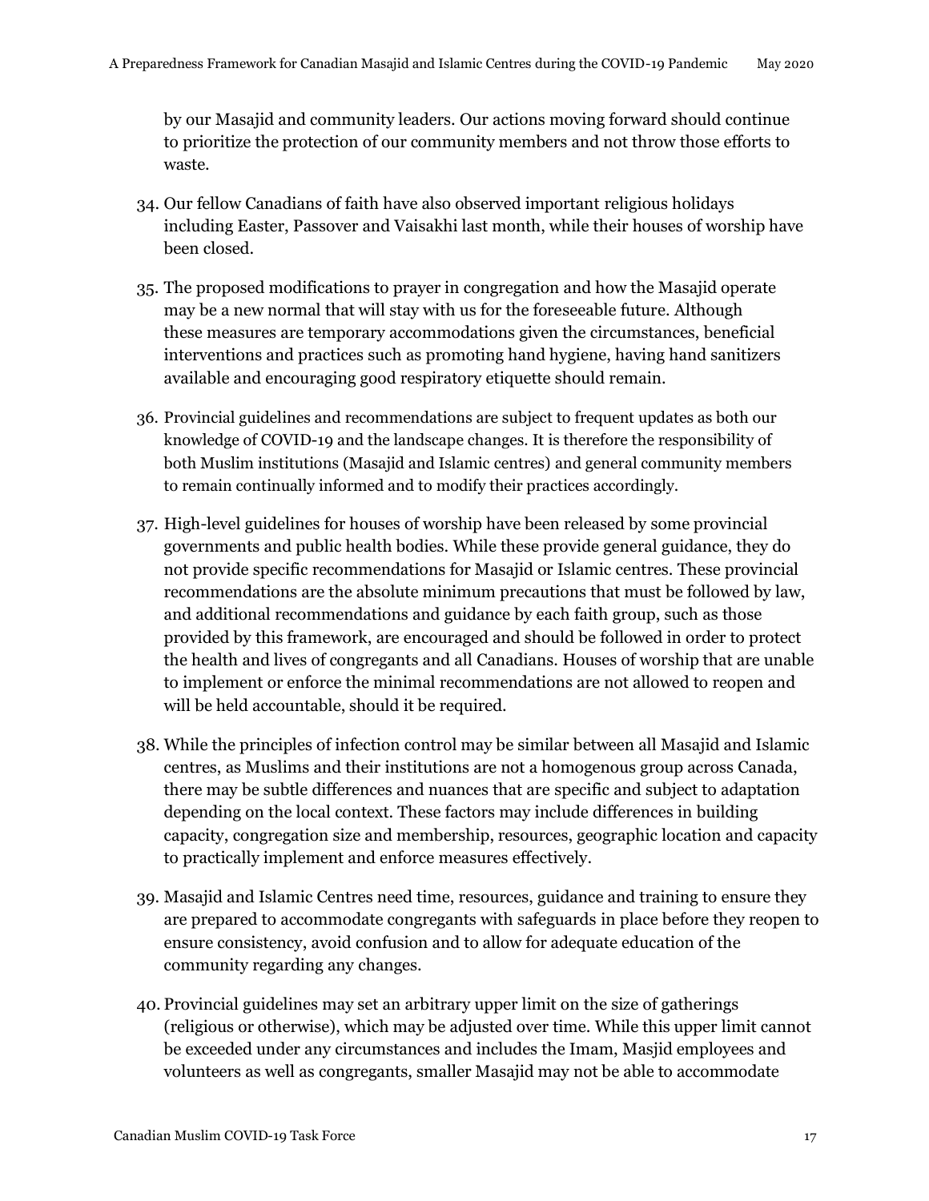by our Masajid and community leaders. Our actions moving forward should continue to prioritize the protection of our community members and not throw those efforts to waste.

34. Our fellow Canadians of faith have also observed important religious holidays including Easter, Passover and Vaisakhi last month, while their houses of worship have been closed.

35. The proposed modifications to prayer in congregation and how the Masajid operate may be a new normal that will stay with us for the foreseeable future. Although these measures are temporary accommodations given the circumstances, beneficial interventions and practices such as promoting hand hygiene, having hand sanitizers available and encouraging good respiratory etiquette should remain.

36. Provincial guidelines and recommendations are subject to frequent updates as both our knowledge of COVID-19 and the landscape changes. It is therefore the responsibility of both Muslim institutions (Masajid and Islamic centres) and general community members to remain continually informed and to modify their practices accordingly.

37. High-level guidelines for houses of worship have been released by some provincial governments and public health bodies. While these provide general guidance, they do not provide specific recommendations for Masajid or Islamic centres. These provincial recommendations are the absolute minimum precautions that must be followed by law, and additional recommendations and guidance by each faith group, such as those provided by this framework, are encouraged and should be followed in order to protect the health and lives of congregants and all Canadians. Houses of worship that are unable to implement or enforce the minimal recommendations are not allowed to reopen and will be held accountable, should it be required.

38. While the principles of infection control may be similar between all Masajid and Islamic centres, as Muslims and their institutions are not a homogenous group across Canada, there may be subtle differences and nuances that are specific and subject to adaptation depending on the local context. These factors may include differences in building capacity, congregation size and membership, resources, geographic location and capacity to practically implement and enforce measures effectively.

39. Masajid and Islamic Centres need time, resources, guidance and training to ensure they are prepared to accommodate congregants with safeguards in place before they reopen to ensure consistency, avoid confusion and to allow for adequate education of the community regarding any changes.

40. Provincial guidelines may set an arbitrary upper limit on the size of gatherings (religious or otherwise), which may be adjusted over time. While this upper limit cannot be exceeded under any circumstances and includes the Imam, Masjid employees and volunteers as well as congregants, smaller Masajid may not be able to accommodate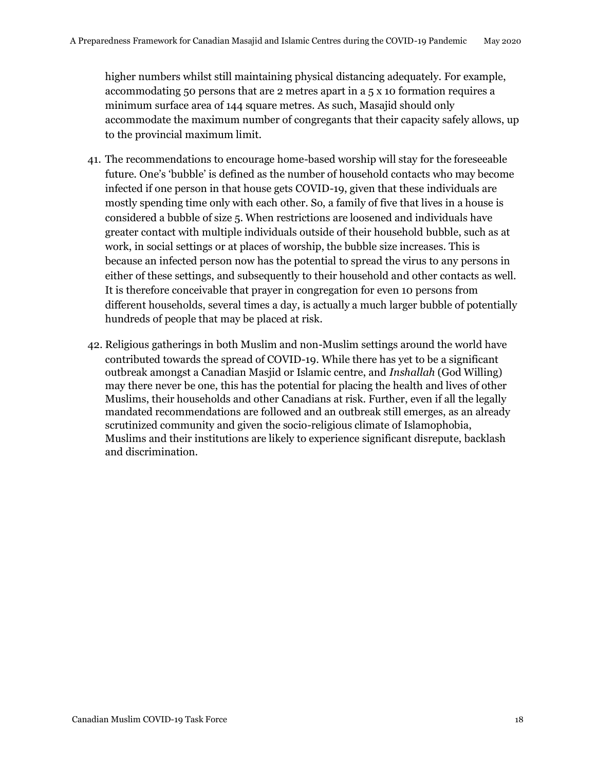higher numbers whilst still maintaining physical distancing adequately. For example, accommodating 50 persons that are 2 metres apart in a 5 x 10 formation requires a minimum surface area of 144 square metres. As such, Masajid should only accommodate the maximum number of congregants that their capacity safely allows, up to the provincial maximum limit.

41. The recommendations to encourage home-based worship will stay for the foreseeable future. One's 'bubble' is defined as the number of household contacts who may become infected if one person in that house gets COVID-19, given that these individuals are mostly spending time only with each other. So, a family of five that lives in a house is considered a bubble of size 5. When restrictions are loosened and individuals have greater contact with multiple individuals outside of their household bubble, such as at work, in social settings or at places of worship, the bubble size increases. This is because an infected person now has the potential to spread the virus to any persons in either of these settings, and subsequently to their household and other contacts as well. It is therefore conceivable that prayer in congregation for even 10 persons from different households, several times a day, is actually a much larger bubble of potentially hundreds of people that may be placed at risk.

42. Religious gatherings in both Muslim and non-Muslim settings around the world have contributed towards the spread of COVID-19. While there has yet to be a significant outbreak amongst a Canadian Masjid or Islamic centre, and *Inshallah* (God Willing) may there never be one, this has the potential for placing the health and lives of other Muslims, their households and other Canadians at risk. Further, even if all the legally mandated recommendations are followed and an outbreak still emerges, as an already scrutinized community and given the socio-religious climate of Islamophobia, Muslims and their institutions are likely to experience significant disrepute, backlash and discrimination.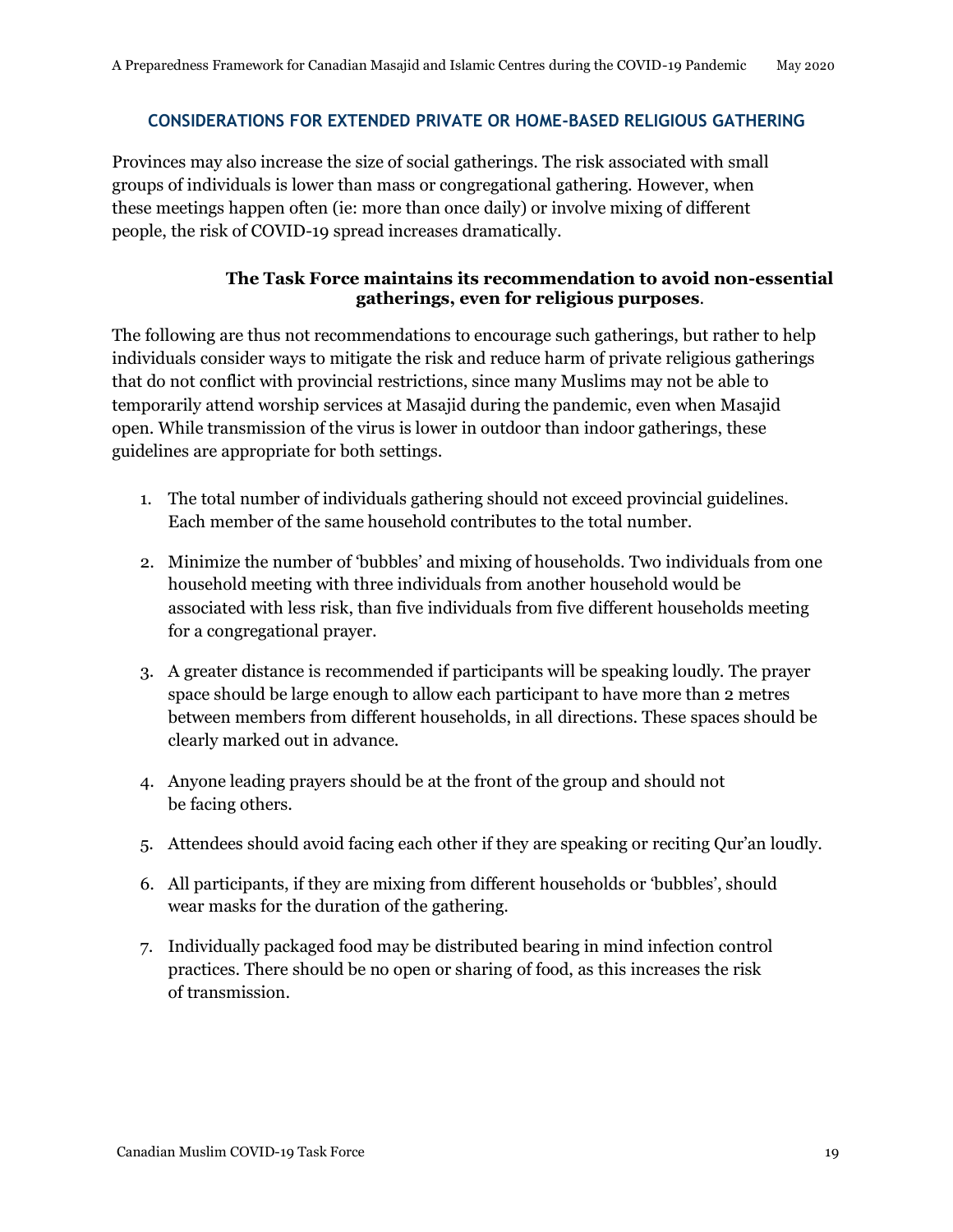## CONSIDERATIONS FOR EXTENDED PRIVATE OR HOME-BASED RELIGIOUS GATHERING

Provinces may also increase the size of social gatherings. The risk associated with small groups of individuals is lower than mass or congregational gathering. However, when these meetings happen often (ie: more than once daily) or involve mixing of different people, the risk of COVID-19 spread increases dramatically.

**The Task Force maintains its recommendation to avoid non-essential gatherings, even for religious purposes**.

The following are thus not recommendations to encourage such gatherings, but rather to help individuals consider ways to mitigate the risk and reduce harm of private religious gatherings that do not conflict with provincial restrictions, since many Muslims may not be able to temporarily attend worship services at Masajid during the pandemic, even when Masajid open. While transmission of the virus is lower in outdoor than indoor gatherings, these guidelines are appropriate for both settings.

1. The total number of individuals gathering should not exceed provincial guidelines. Each member of the same household contributes to the total number.
2. Minimize the number of 'bubbles' and mixing of households. Two individuals from one household meeting with three individuals from another household would be associated with less risk, than five individuals from five different households meeting for a congregational prayer.
3. A greater distance is recommended if participants will be speaking loudly. The prayer space should be large enough to allow each participant to have more than 2 metres between members from different households, in all directions. These spaces should be clearly marked out in advance.
4. Anyone leading prayers should be at the front of the group and should not be facing others.
5. Attendees should avoid facing each other if they are speaking or reciting Qur'an loudly.
6. All participants, if they are mixing from different households or 'bubbles', should wear masks for the duration of the gathering.
7. Individually packaged food may be distributed bearing in mind infection control practices. There should be no open or sharing of food, as this increases the risk of transmission.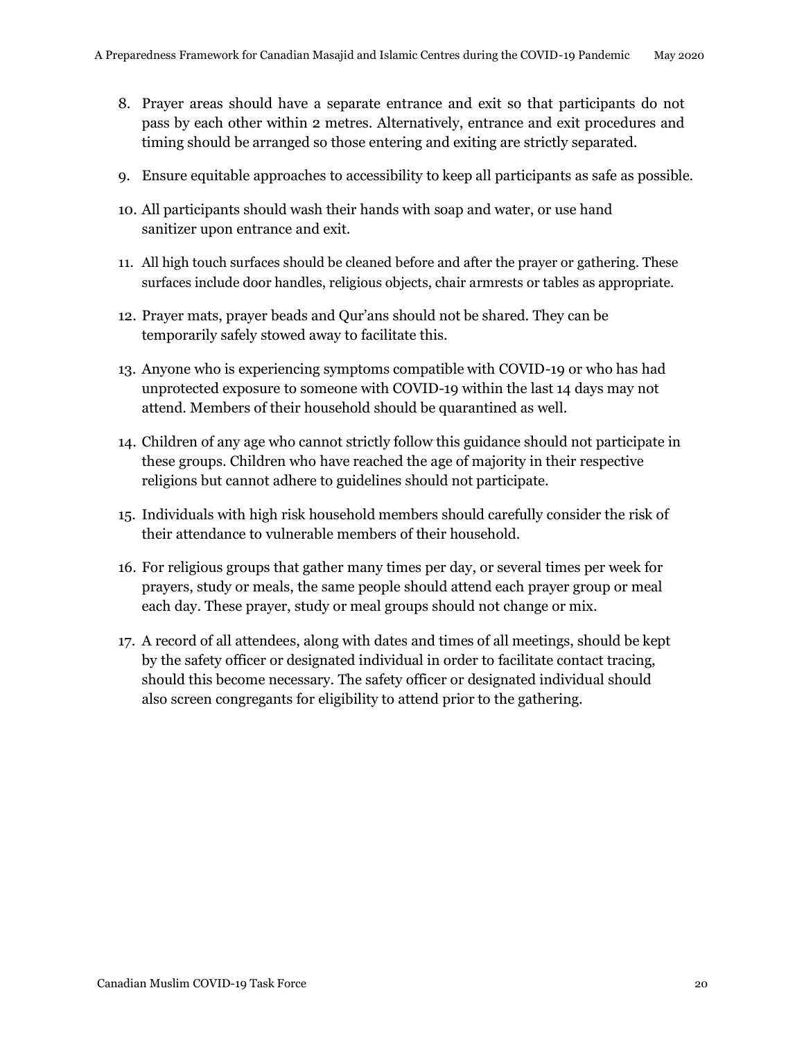8. Prayer areas should have a separate entrance and exit so that participants do not pass by each other within 2 metres. Alternatively, entrance and exit procedures and timing should be arranged so those entering and exiting are strictly separated.

9. Ensure equitable approaches to accessibility to keep all participants as safe as possible.

10. All participants should wash their hands with soap and water, or use hand sanitizer upon entrance and exit.

11. All high touch surfaces should be cleaned before and after the prayer or gathering. These surfaces include door handles, religious objects, chair armrests or tables as appropriate.

12. Prayer mats, prayer beads and Qur'ans should not be shared. They can be temporarily safely stowed away to facilitate this.

13. Anyone who is experiencing symptoms compatible with COVID-19 or who has had unprotected exposure to someone with COVID-19 within the last 14 days may not attend. Members of their household should be quarantined as well.

14. Children of any age who cannot strictly follow this guidance should not participate in these groups. Children who have reached the age of majority in their respective religions but cannot adhere to guidelines should not participate.

15. Individuals with high risk household members should carefully consider the risk of their attendance to vulnerable members of their household.

16. For religious groups that gather many times per day, or several times per week for prayers, study or meals, the same people should attend each prayer group or meal each day. These prayer, study or meal groups should not change or mix.

17. A record of all attendees, along with dates and times of all meetings, should be kept by the safety officer or designated individual in order to facilitate contact tracing, should this become necessary. The safety officer or designated individual should also screen congregants for eligibility to attend prior to the gathering.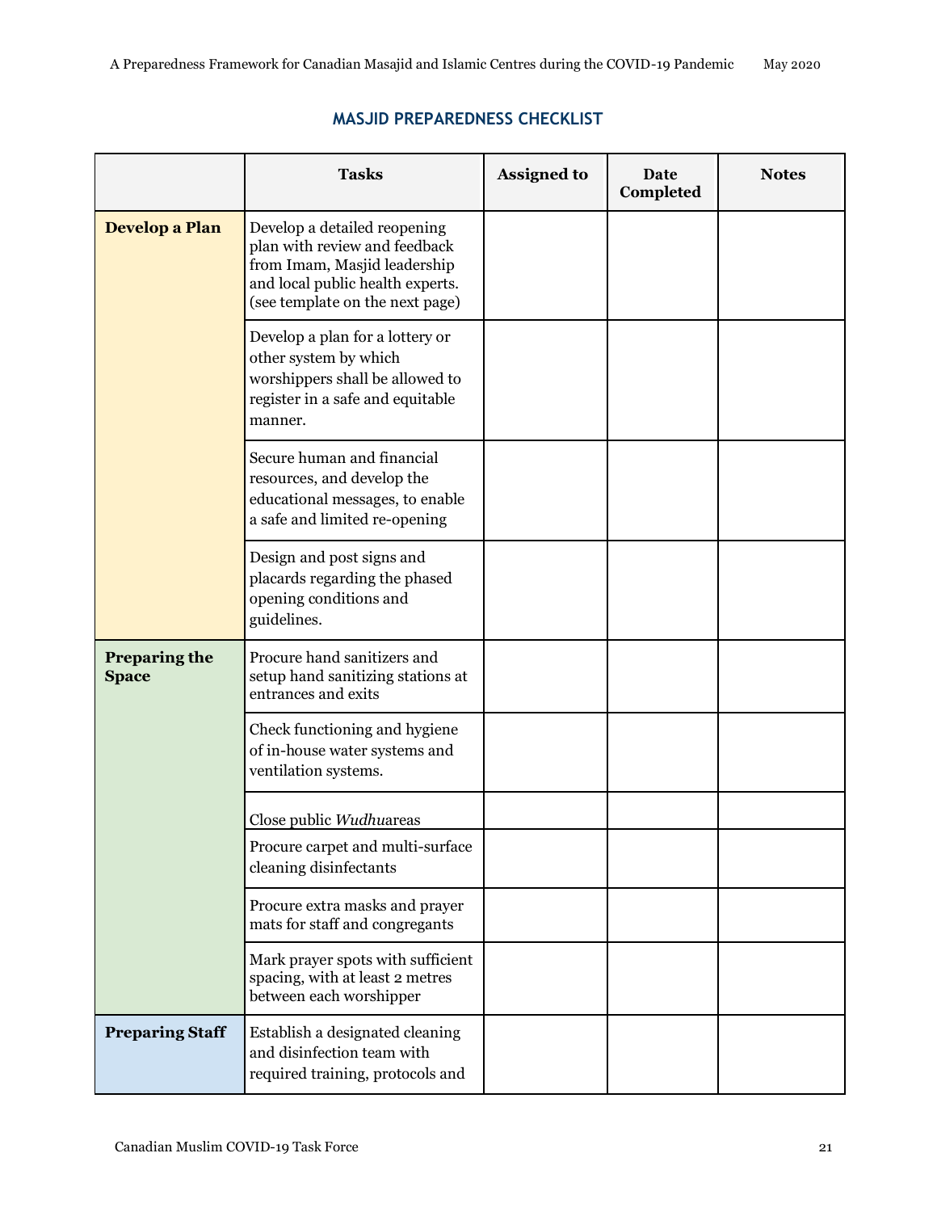## MASJID PREPAREDNESS CHECKLIST

| | Tasks | Assigned to | Date Completed | Notes |
|---|---|---|---|---|
| **Develop a Plan** | Develop a detailed reopening plan with review and feedback from Imam, Masjid leadership and local public health experts. (see template on the next page) | | | |
| | Develop a plan for a lottery or other system by which worshippers shall be allowed to register in a safe and equitable manner. | | | |
| | Secure human and financial resources, and develop the educational messages, to enable a safe and limited re-opening | | | |
| | Design and post signs and placards regarding the phased opening conditions and guidelines. | | | |
| **Preparing the Space** | Procure hand sanitizers and setup hand sanitizing stations at entrances and exits | | | |
| | Check functioning and hygiene of in-house water systems and ventilation systems. | | | |
| | Close public *Wudhu*areas | | | |
| | Procure carpet and multi-surface cleaning disinfectants | | | |
| | Procure extra masks and prayer mats for staff and congregants | | | |
| | Mark prayer spots with sufficient spacing, with at least 2 metres between each worshipper | | | |
| **Preparing Staff** | Establish a designated cleaning and disinfection team with required training, protocols and | | | |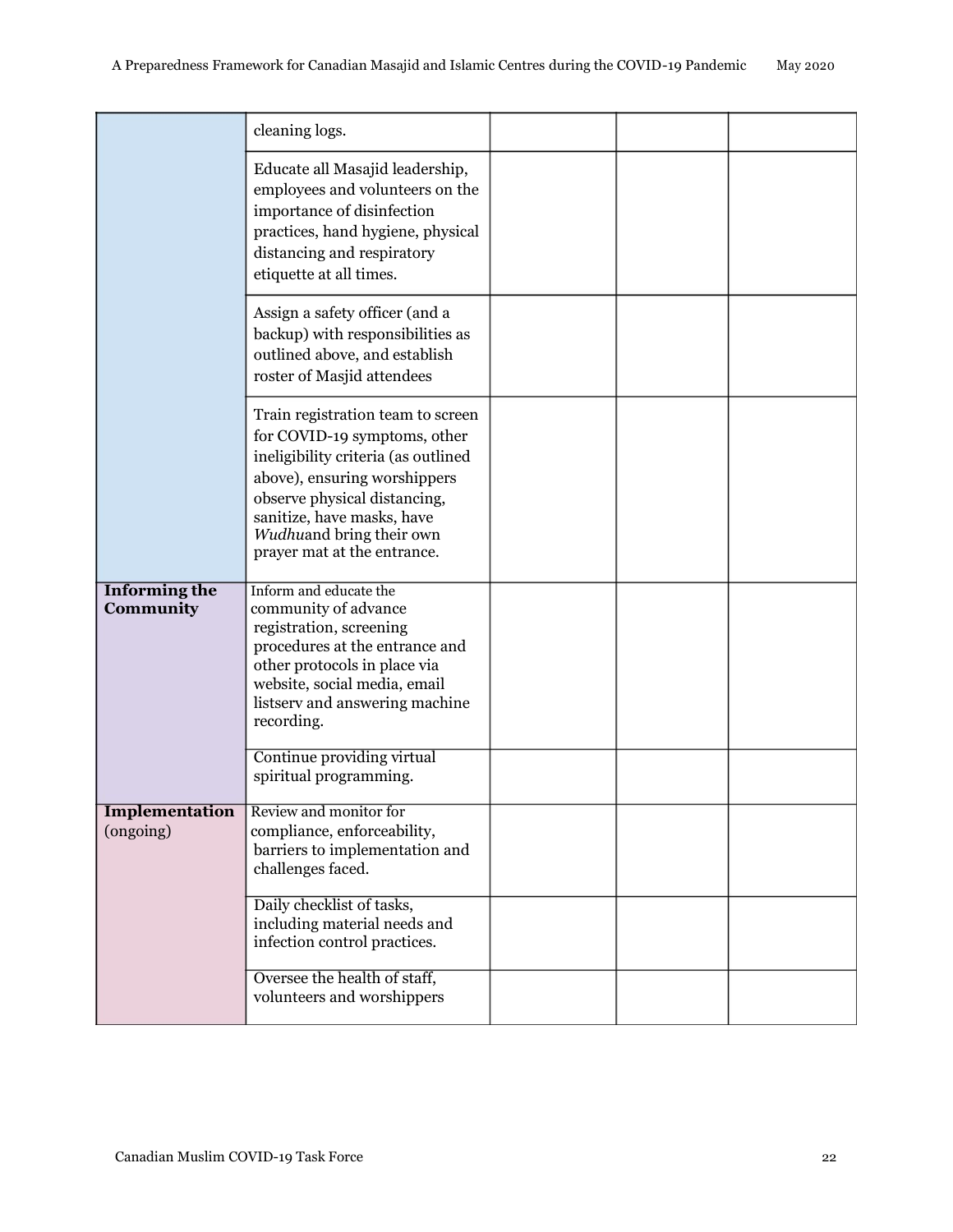| | | | | |
|---|---|---|---|---|
| | cleaning logs. | | | |
| | Educate all Masajid leadership, employees and volunteers on the importance of disinfection practices, hand hygiene, physical distancing and respiratory etiquette at all times. | | | |
| | Assign a safety officer (and a backup) with responsibilities as outlined above, and establish roster of Masjid attendees | | | |
| | Train registration team to screen for COVID-19 symptoms, other ineligibility criteria (as outlined above), ensuring worshippers observe physical distancing, sanitize, have masks, have *Wudhu*and bring their own prayer mat at the entrance. | | | |
| **Informing the Community** | Inform and educate the community of advance registration, screening procedures at the entrance and other protocols in place via website, social media, email listserv and answering machine recording. | | | |
| | Continue providing virtual spiritual programming. | | | |
| **Implementation** (ongoing) | Review and monitor for compliance, enforceability, barriers to implementation and challenges faced. | | | |
| | Daily checklist of tasks, including material needs and infection control practices. | | | |
| | Oversee the health of staff, volunteers and worshippers | | | |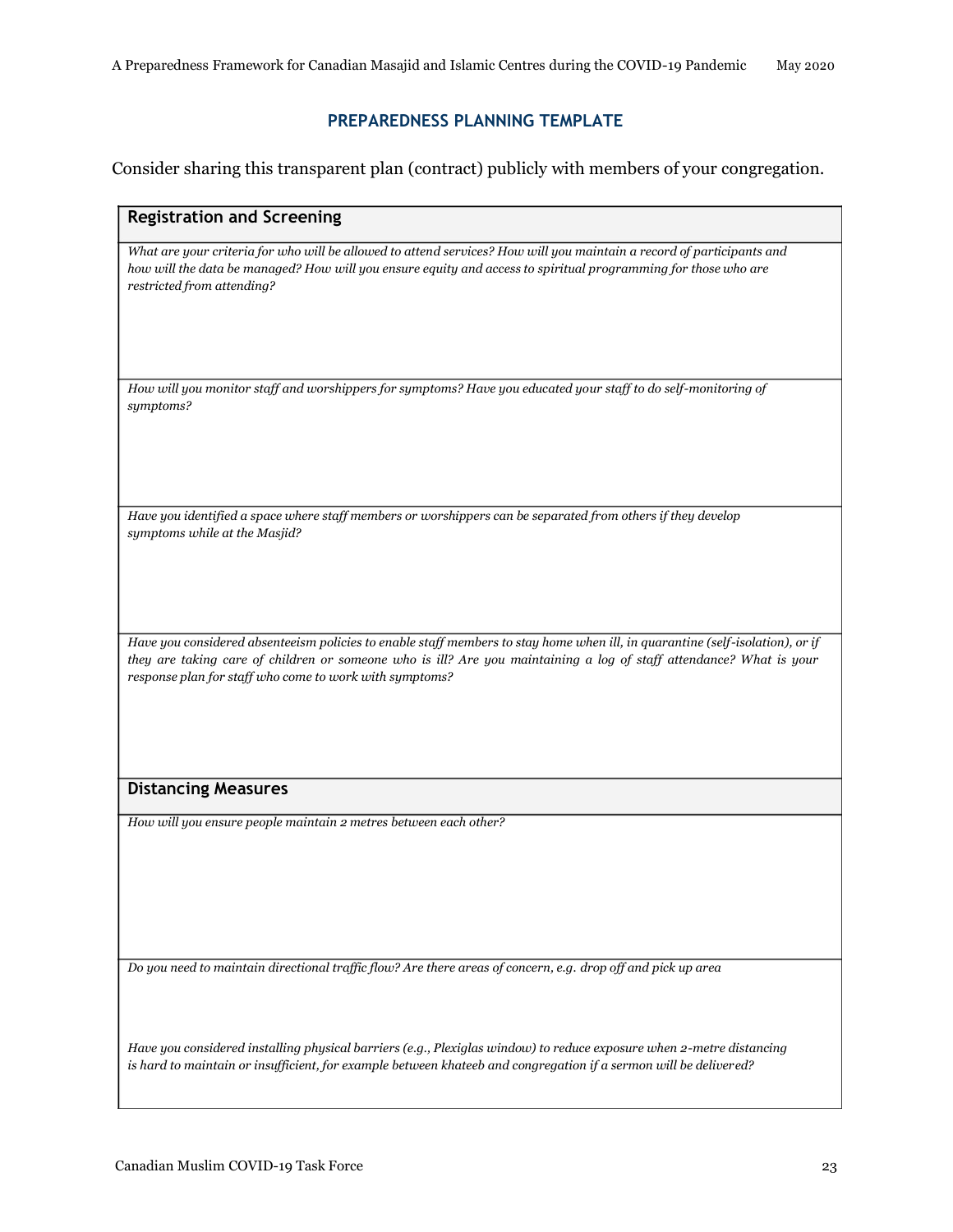## PREPAREDNESS PLANNING TEMPLATE

Consider sharing this transparent plan (contract) publicly with members of your congregation.

| Registration and Screening |
|---|
| *What are your criteria for who will be allowed to attend services? How will you maintain a record of participants and how will the data be managed? How will you ensure equity and access to spiritual programming for those who are restricted from attending?* |
| *How will you monitor staff and worshippers for symptoms? Have you educated your staff to do self-monitoring of symptoms?* |
| *Have you identified a space where staff members or worshippers can be separated from others if they develop symptoms while at the Masjid?* |
| *Have you considered absenteeism policies to enable staff members to stay home when ill, in quarantine (self-isolation), or if they are taking care of children or someone who is ill? Are you maintaining a log of staff attendance? What is your response plan for staff who come to work with symptoms?* |
| **Distancing Measures** |
| *How will you ensure people maintain 2 metres between each other?* |
| *Do you need to maintain directional traffic flow? Are there areas of concern, e.g. drop off and pick up area* |
| *Have you considered installing physical barriers (e.g., Plexiglas window) to reduce exposure when 2-metre distancing is hard to maintain or insufficient, for example between khateeb and congregation if a sermon will be delivered?* |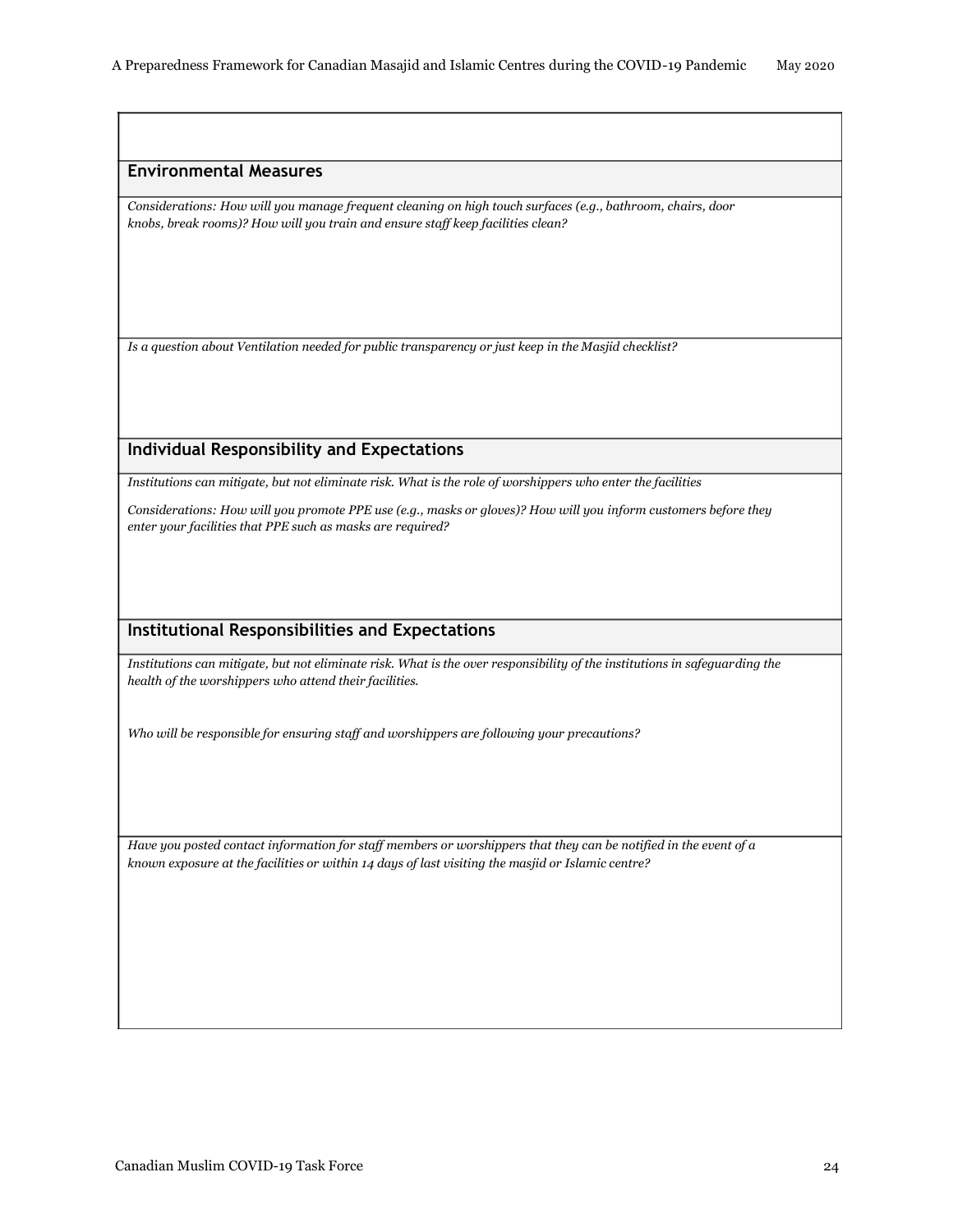## Environmental Measures

*Considerations: How will you manage frequent cleaning on high touch surfaces (e.g., bathroom, chairs, door knobs, break rooms)? How will you train and ensure staff keep facilities clean?*

*Is a question about Ventilation needed for public transparency or just keep in the Masjid checklist?*

## Individual Responsibility and Expectations

*Institutions can mitigate, but not eliminate risk. What is the role of worshippers who enter the facilities*

*Considerations: How will you promote PPE use (e.g., masks or gloves)? How will you inform customers before they enter your facilities that PPE such as masks are required?*

## Institutional Responsibilities and Expectations

*Institutions can mitigate, but not eliminate risk. What is the over responsibility of the institutions in safeguarding the health of the worshippers who attend their facilities.*

*Who will be responsible for ensuring staff and worshippers are following your precautions?*

*Have you posted contact information for staff members or worshippers that they can be notified in the event of a known exposure at the facilities or within 14 days of last visiting the masjid or Islamic centre?*